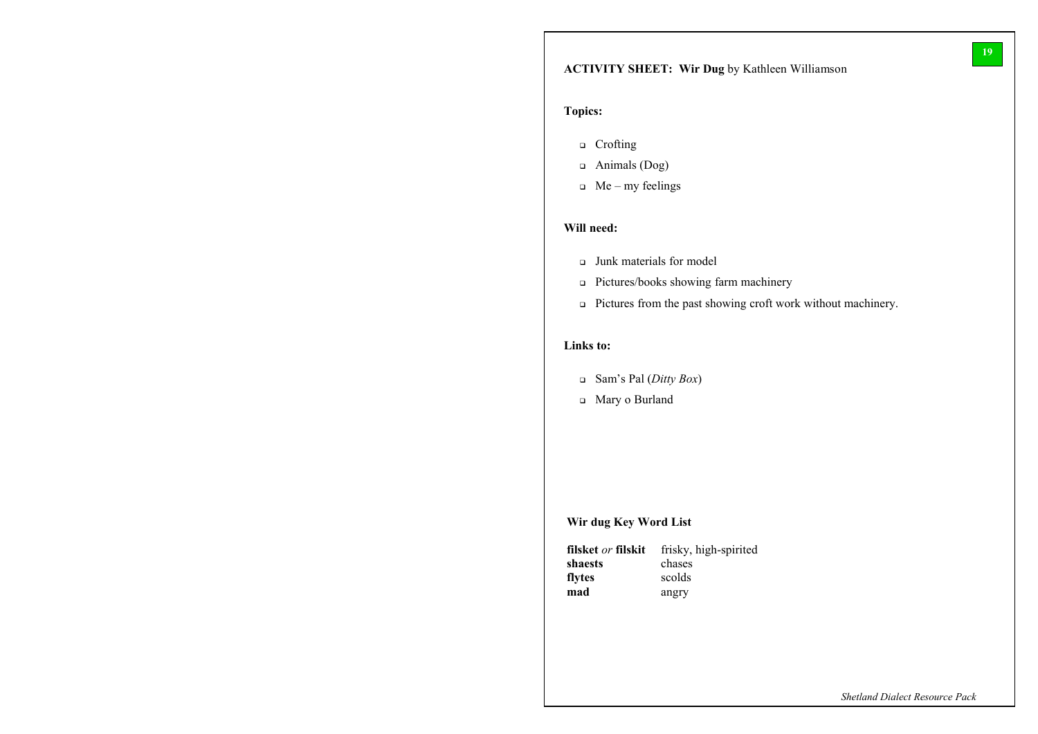**ACTIVITY SHEET: Wir Dug** by Kathleen Williamson

**Topics:**

- Crofting
- Animals (Dog)
- Me – my feelings

**Will need:**

- Junk materials for model
- Pictures/books showing farm machinery
- Pictures from the past showing croft work without machinery.

**Links to:**

- Sam's Pal (*Ditty Box*)
- Mary o Burland

**Wir dug Key Word List**

| | |
|---|---|
| **filsket** *or* **filskit** | frisky, high-spirited |
| **shaests** | chases |
| **flytes** | scolds |
| **mad** | angry |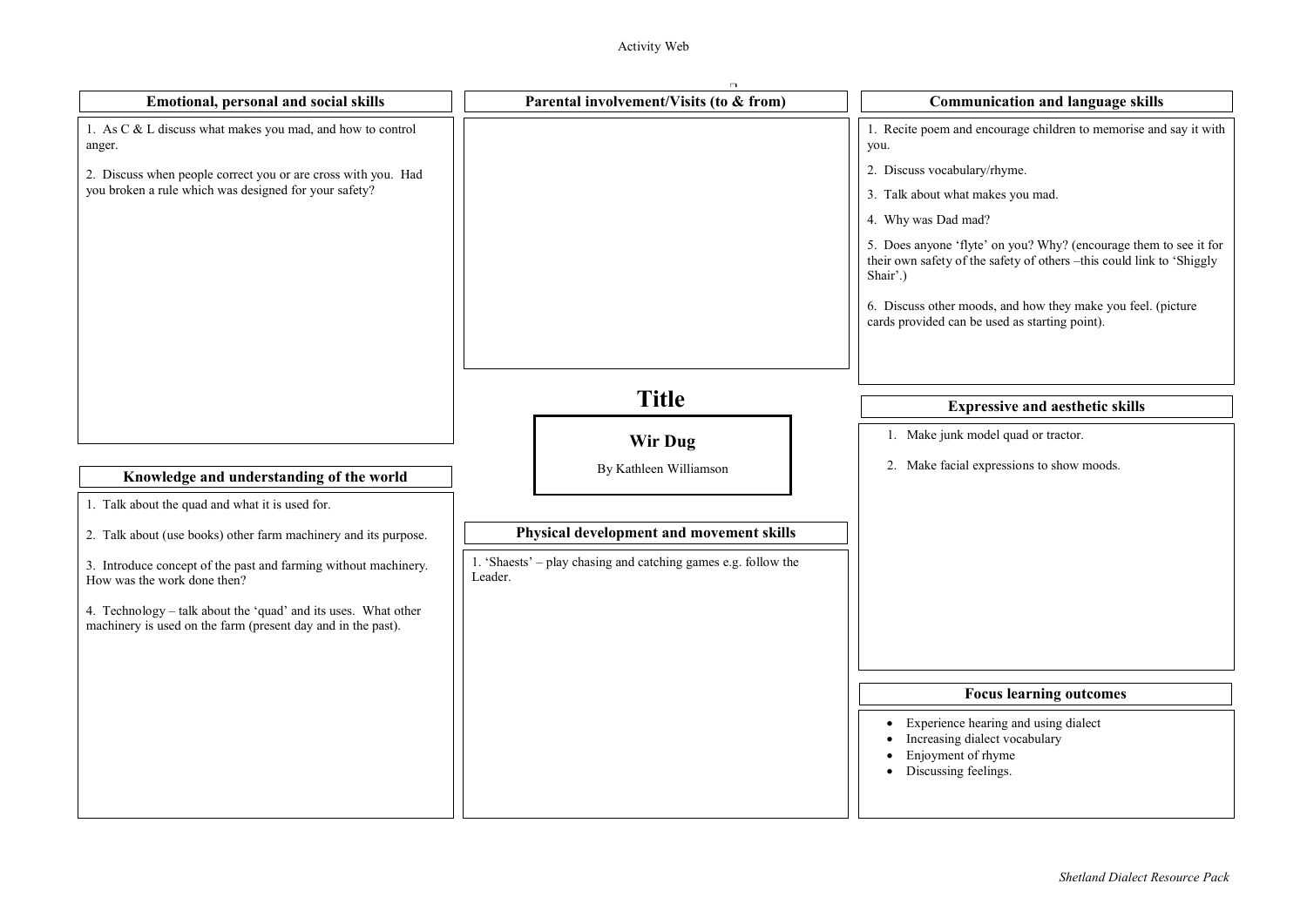# Activity Web

## Emotional, personal and social skills

1. As C & L discuss what makes you mad, and how to control anger.

2. Discuss when people correct you or are cross with you. Had you broken a rule which was designed for your safety?

## Parental involvement/Visits (to & from)

## Communication and language skills

1. Recite poem and encourage children to memorise and say it with you.

2. Discuss vocabulary/rhyme.

3. Talk about what makes you mad.

4. Why was Dad mad?

5. Does anyone 'flyte' on you? Why? (encourage them to see it for their own safety of the safety of others –this could link to 'Shiggly Shair'.)

6. Discuss other moods, and how they make you feel. (picture cards provided can be used as starting point).

## Title

**Wir Dug**

By Kathleen Williamson

## Expressive and aesthetic skills

1. Make junk model quad or tractor.
2. Make facial expressions to show moods.

## Knowledge and understanding of the world

1. Talk about the quad and what it is used for.

2. Talk about (use books) other farm machinery and its purpose.

3. Introduce concept of the past and farming without machinery. How was the work done then?

4. Technology – talk about the 'quad' and its uses. What other machinery is used on the farm (present day and in the past).

## Physical development and movement skills

1. 'Shaests' – play chasing and catching games e.g. follow the Leader.

## Focus learning outcomes

- Experience hearing and using dialect
- Increasing dialect vocabulary
- Enjoyment of rhyme
- Discussing feelings.